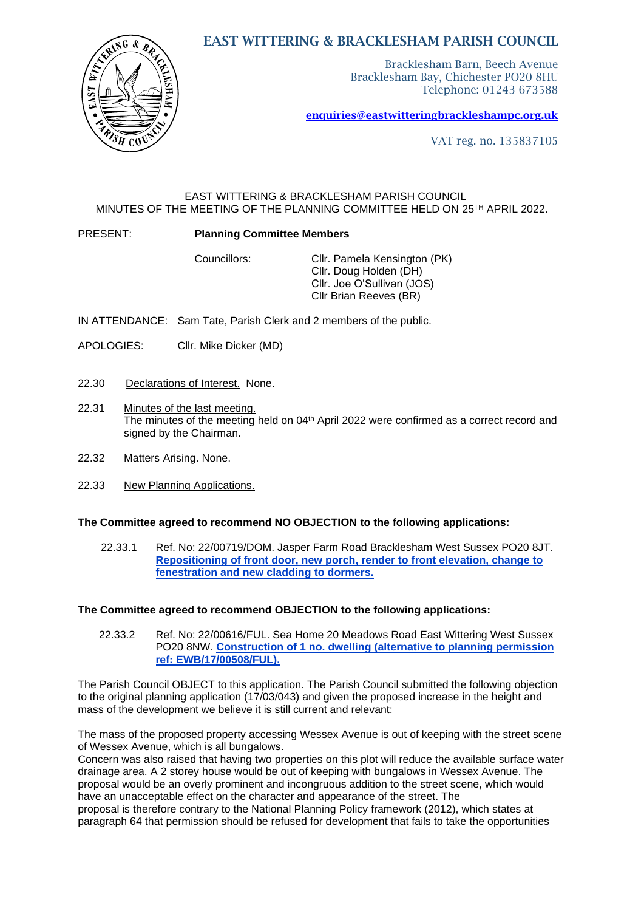# EAST WITTERING & BRACKLESHAM PARISH COUNCIL

Bracklesham Barn, Beech Avenue
Bracklesham Bay, Chichester PO20 8HU
Telephone: 01243 673588

**enquiries@eastwitteringbrackleshampc.org.uk**

VAT reg. no. 135837105

EAST WITTERING & BRACKLESHAM PARISH COUNCIL
MINUTES OF THE MEETING OF THE PLANNING COMMITTEE HELD ON 25TH APRIL 2022.

PRESENT: **Planning Committee Members**

Councillors: Cllr. Pamela Kensington (PK)
Cllr. Doug Holden (DH)
Cllr. Joe O'Sullivan (JOS)
Cllr Brian Reeves (BR)

IN ATTENDANCE: Sam Tate, Parish Clerk and 2 members of the public.

APOLOGIES: Cllr. Mike Dicker (MD)

22.30 Declarations of Interest. None.

22.31 Minutes of the last meeting.
The minutes of the meeting held on 04th April 2022 were confirmed as a correct record and signed by the Chairman.

22.32 Matters Arising. None.

22.33 New Planning Applications.

**The Committee agreed to recommend NO OBJECTION to the following applications:**

22.33.1 Ref. No: 22/00719/DOM. Jasper Farm Road Bracklesham West Sussex PO20 8JT. **Repositioning of front door, new porch, render to front elevation, change to fenestration and new cladding to dormers.**

**The Committee agreed to recommend OBJECTION to the following applications:**

22.33.2 Ref. No: 22/00616/FUL. Sea Home 20 Meadows Road East Wittering West Sussex PO20 8NW. **Construction of 1 no. dwelling (alternative to planning permission ref: EWB/17/00508/FUL).**

The Parish Council OBJECT to this application. The Parish Council submitted the following objection to the original planning application (17/03/043) and given the proposed increase in the height and mass of the development we believe it is still current and relevant:

The mass of the proposed property accessing Wessex Avenue is out of keeping with the street scene of Wessex Avenue, which is all bungalows.
Concern was also raised that having two properties on this plot will reduce the available surface water drainage area. A 2 storey house would be out of keeping with bungalows in Wessex Avenue. The proposal would be an overly prominent and incongruous addition to the street scene, which would have an unacceptable effect on the character and appearance of the street. The proposal is therefore contrary to the National Planning Policy framework (2012), which states at paragraph 64 that permission should be refused for development that fails to take the opportunities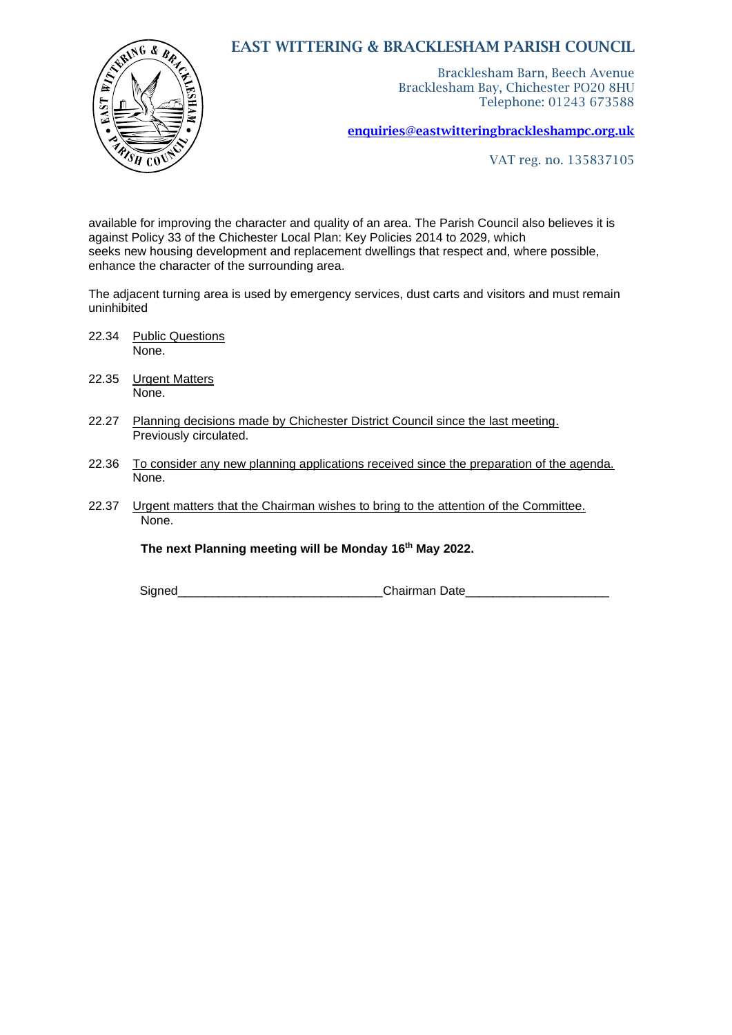available for improving the character and quality of an area. The Parish Council also believes it is against Policy 33 of the Chichester Local Plan: Key Policies 2014 to 2029, which seeks new housing development and replacement dwellings that respect and, where possible, enhance the character of the surrounding area.

The adjacent turning area is used by emergency services, dust carts and visitors and must remain uninhibited

22.34 Public Questions
None.

22.35 Urgent Matters
None.

22.27 Planning decisions made by Chichester District Council since the last meeting.
Previously circulated.

22.36 To consider any new planning applications received since the preparation of the agenda.
None.

22.37 Urgent matters that the Chairman wishes to bring to the attention of the Committee.
None.

**The next Planning meeting will be Monday 16th May 2022.**

Signed_____________________________Chairman Date____________________